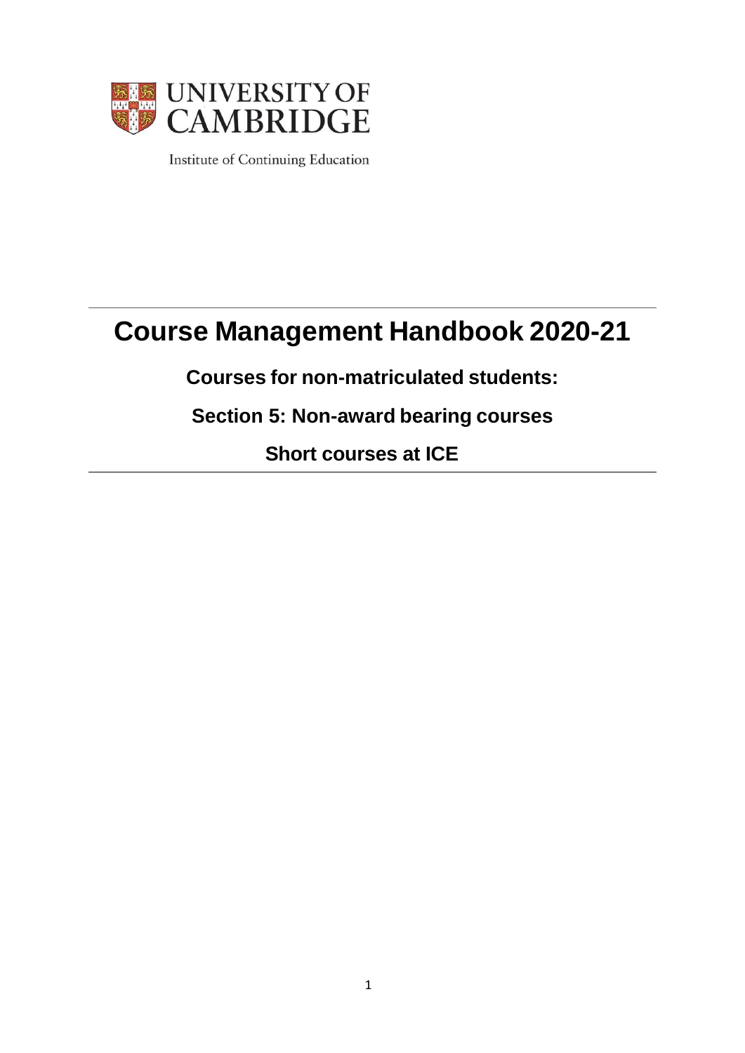UNIVERSITY OF CAMBRIDGE

Institute of Continuing Education

# Course Management Handbook 2020-21

## Courses for non-matriculated students:

## Section 5: Non-award bearing courses

## Short courses at ICE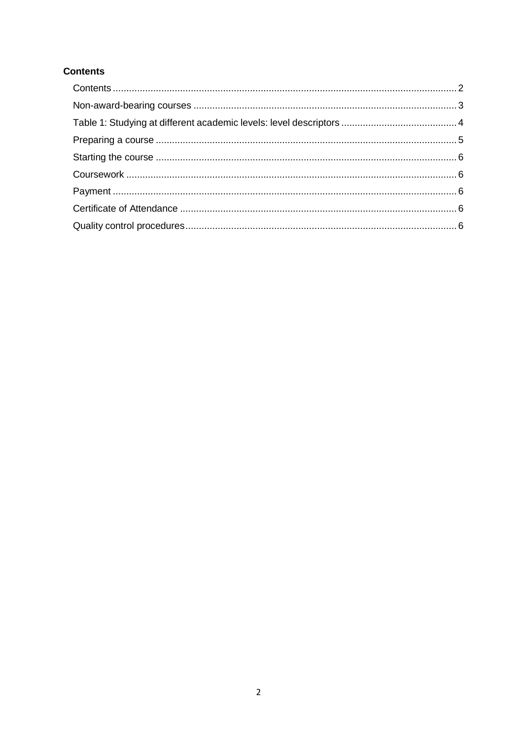**Contents**

Contents ........................................................................................................................ 2
Non-award-bearing courses ......................................................................................... 3
Table 1: Studying at different academic levels: level descriptors ........................................ 4
Preparing a course ........................................................................................................ 5
Starting the course ........................................................................................................ 6
Coursework ................................................................................................................... 6
Payment ........................................................................................................................ 6
Certificate of Attendance .............................................................................................. 6
Quality control procedures ............................................................................................ 6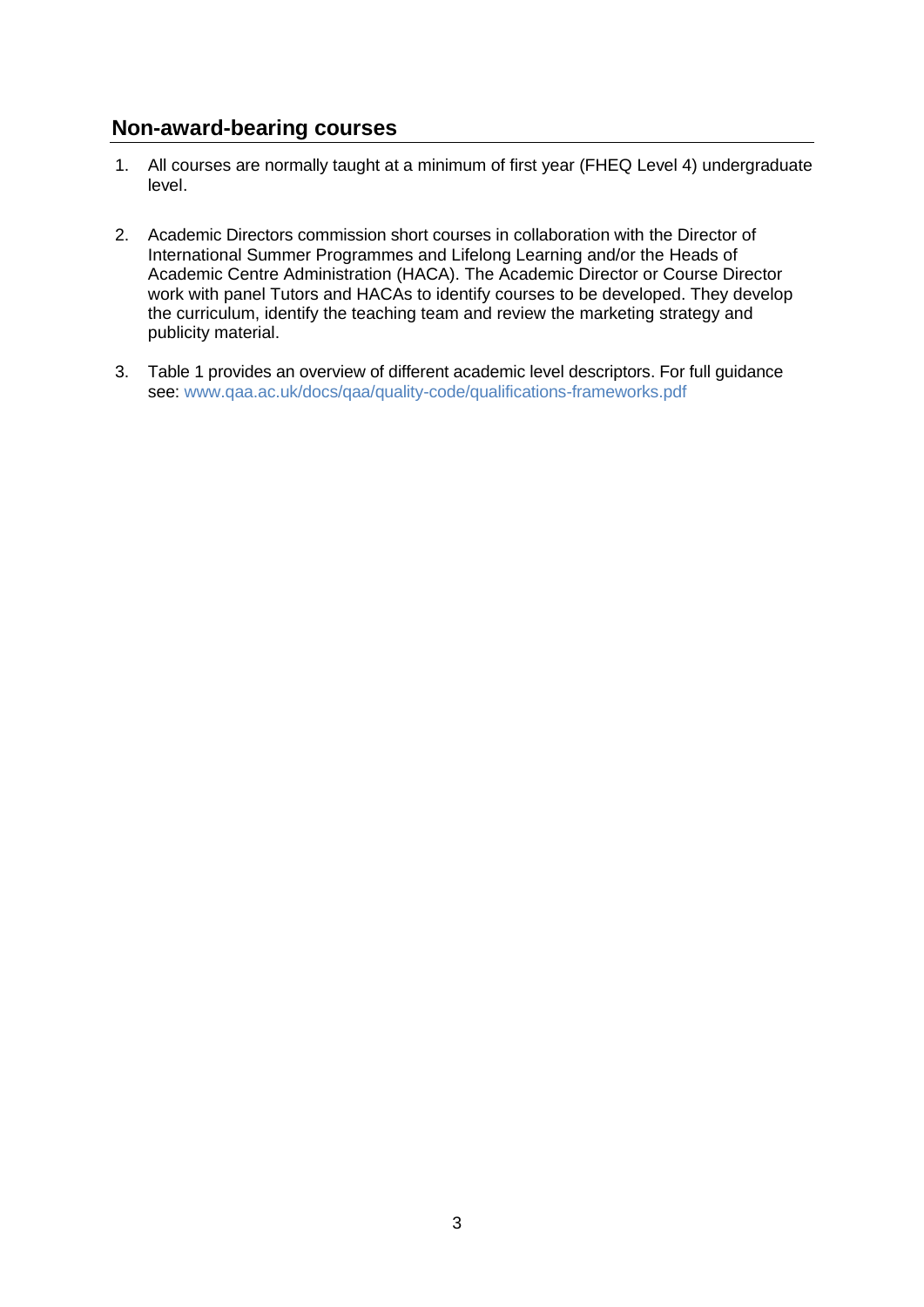## Non-award-bearing courses

1. All courses are normally taught at a minimum of first year (FHEQ Level 4) undergraduate level.

2. Academic Directors commission short courses in collaboration with the Director of International Summer Programmes and Lifelong Learning and/or the Heads of Academic Centre Administration (HACA). The Academic Director or Course Director work with panel Tutors and HACAs to identify courses to be developed. They develop the curriculum, identify the teaching team and review the marketing strategy and publicity material.

3. Table 1 provides an overview of different academic level descriptors. For full guidance see: www.qaa.ac.uk/docs/qaa/quality-code/qualifications-frameworks.pdf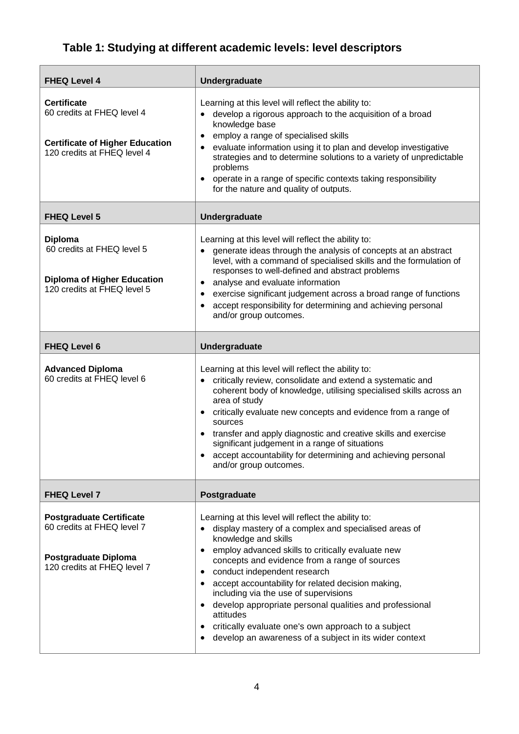## Table 1: Studying at different academic levels: level descriptors

| FHEQ Level 4 | Undergraduate |
|---|---|
| **Certificate**<br>60 credits at FHEQ level 4<br><br>**Certificate of Higher Education**<br>120 credits at FHEQ level 4 | Learning at this level will reflect the ability to:<br>• develop a rigorous approach to the acquisition of a broad knowledge base<br>• employ a range of specialised skills<br>• evaluate information using it to plan and develop investigative strategies and to determine solutions to a variety of unpredictable problems<br>• operate in a range of specific contexts taking responsibility for the nature and quality of outputs. |
| **FHEQ Level 5** | **Undergraduate** |
| **Diploma**<br>60 credits at FHEQ level 5<br><br>**Diploma of Higher Education**<br>120 credits at FHEQ level 5 | Learning at this level will reflect the ability to:<br>• generate ideas through the analysis of concepts at an abstract level, with a command of specialised skills and the formulation of responses to well-defined and abstract problems<br>• analyse and evaluate information<br>• exercise significant judgement across a broad range of functions<br>• accept responsibility for determining and achieving personal and/or group outcomes. |
| **FHEQ Level 6** | **Undergraduate** |
| **Advanced Diploma**<br>60 credits at FHEQ level 6 | Learning at this level will reflect the ability to:<br>• critically review, consolidate and extend a systematic and coherent body of knowledge, utilising specialised skills across an area of study<br>• critically evaluate new concepts and evidence from a range of sources<br>• transfer and apply diagnostic and creative skills and exercise significant judgement in a range of situations<br>• accept accountability for determining and achieving personal and/or group outcomes. |
| **FHEQ Level 7** | **Postgraduate** |
| **Postgraduate Certificate**<br>60 credits at FHEQ level 7<br><br>**Postgraduate Diploma**<br>120 credits at FHEQ level 7 | Learning at this level will reflect the ability to:<br>• display mastery of a complex and specialised areas of knowledge and skills<br>• employ advanced skills to critically evaluate new concepts and evidence from a range of sources<br>• conduct independent research<br>• accept accountability for related decision making, including via the use of supervisions<br>• develop appropriate personal qualities and professional attitudes<br>• critically evaluate one's own approach to a subject<br>• develop an awareness of a subject in its wider context |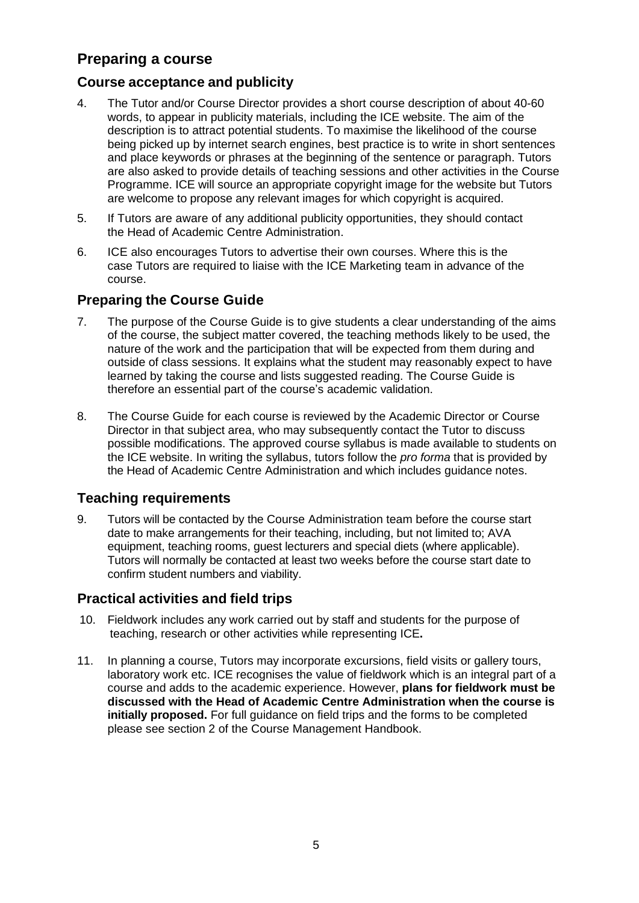## Preparing a course

### Course acceptance and publicity

4. The Tutor and/or Course Director provides a short course description of about 40-60 words, to appear in publicity materials, including the ICE website. The aim of the description is to attract potential students. To maximise the likelihood of the course being picked up by internet search engines, best practice is to write in short sentences and place keywords or phrases at the beginning of the sentence or paragraph. Tutors are also asked to provide details of teaching sessions and other activities in the Course Programme. ICE will source an appropriate copyright image for the website but Tutors are welcome to propose any relevant images for which copyright is acquired.

5. If Tutors are aware of any additional publicity opportunities, they should contact the Head of Academic Centre Administration.

6. ICE also encourages Tutors to advertise their own courses. Where this is the case Tutors are required to liaise with the ICE Marketing team in advance of the course.

### Preparing the Course Guide

7. The purpose of the Course Guide is to give students a clear understanding of the aims of the course, the subject matter covered, the teaching methods likely to be used, the nature of the work and the participation that will be expected from them during and outside of class sessions. It explains what the student may reasonably expect to have learned by taking the course and lists suggested reading. The Course Guide is therefore an essential part of the course's academic validation.

8. The Course Guide for each course is reviewed by the Academic Director or Course Director in that subject area, who may subsequently contact the Tutor to discuss possible modifications. The approved course syllabus is made available to students on the ICE website. In writing the syllabus, tutors follow the *pro forma* that is provided by the Head of Academic Centre Administration and which includes guidance notes.

### Teaching requirements

9. Tutors will be contacted by the Course Administration team before the course start date to make arrangements for their teaching, including, but not limited to; AVA equipment, teaching rooms, guest lecturers and special diets (where applicable). Tutors will normally be contacted at least two weeks before the course start date to confirm student numbers and viability.

### Practical activities and field trips

10. Fieldwork includes any work carried out by staff and students for the purpose of teaching, research or other activities while representing ICE**.**

11. In planning a course, Tutors may incorporate excursions, field visits or gallery tours, laboratory work etc. ICE recognises the value of fieldwork which is an integral part of a course and adds to the academic experience. However, **plans for fieldwork must be discussed with the Head of Academic Centre Administration when the course is initially proposed.** For full guidance on field trips and the forms to be completed please see section 2 of the Course Management Handbook.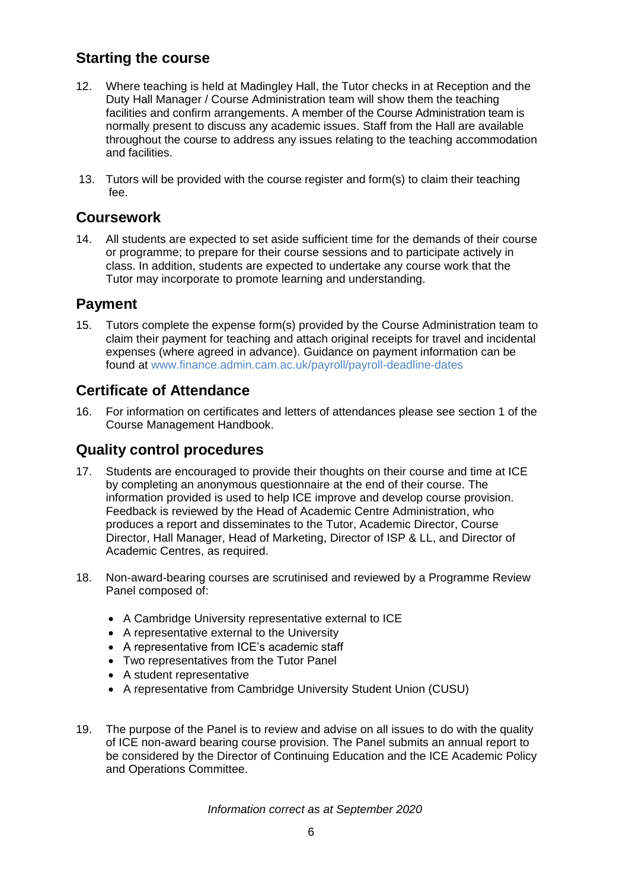## Starting the course

12. Where teaching is held at Madingley Hall, the Tutor checks in at Reception and the Duty Hall Manager / Course Administration team will show them the teaching facilities and confirm arrangements. A member of the Course Administration team is normally present to discuss any academic issues. Staff from the Hall are available throughout the course to address any issues relating to the teaching accommodation and facilities.

13. Tutors will be provided with the course register and form(s) to claim their teaching fee.

## Coursework

14. All students are expected to set aside sufficient time for the demands of their course or programme; to prepare for their course sessions and to participate actively in class. In addition, students are expected to undertake any course work that the Tutor may incorporate to promote learning and understanding.

## Payment

15. Tutors complete the expense form(s) provided by the Course Administration team to claim their payment for teaching and attach original receipts for travel and incidental expenses (where agreed in advance). Guidance on payment information can be found at www.finance.admin.cam.ac.uk/payroll/payroll-deadline-dates

## Certificate of Attendance

16. For information on certificates and letters of attendances please see section 1 of the Course Management Handbook.

## Quality control procedures

17. Students are encouraged to provide their thoughts on their course and time at ICE by completing an anonymous questionnaire at the end of their course. The information provided is used to help ICE improve and develop course provision. Feedback is reviewed by the Head of Academic Centre Administration, who produces a report and disseminates to the Tutor, Academic Director, Course Director, Hall Manager, Head of Marketing, Director of ISP & LL, and Director of Academic Centres, as required.

18. Non-award-bearing courses are scrutinised and reviewed by a Programme Review Panel composed of:

    - A Cambridge University representative external to ICE
    - A representative external to the University
    - A representative from ICE's academic staff
    - Two representatives from the Tutor Panel
    - A student representative
    - A representative from Cambridge University Student Union (CUSU)

19. The purpose of the Panel is to review and advise on all issues to do with the quality of ICE non-award bearing course provision. The Panel submits an annual report to be considered by the Director of Continuing Education and the ICE Academic Policy and Operations Committee.

*Information correct as at September 2020*